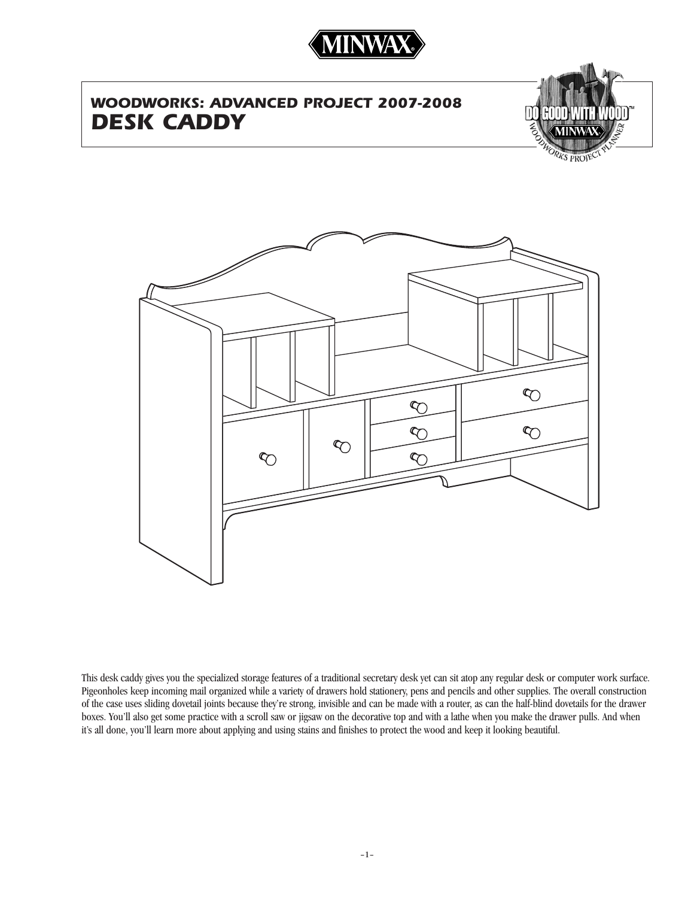MINWAX

# WOODWORKS: ADVANCED PROJECT 2007-2008
# DESK CADDY

This desk caddy gives you the specialized storage features of a traditional secretary desk yet can sit atop any regular desk or computer work surface. Pigeonholes keep incoming mail organized while a variety of drawers hold stationery, pens and pencils and other supplies. The overall construction of the case uses sliding dovetail joints because they're strong, invisible and can be made with a router, as can the half-blind dovetails for the drawer boxes. You'll also get some practice with a scroll saw or jigsaw on the decorative top and with a lathe when you make the drawer pulls. And when it's all done, you'll learn more about applying and using stains and finishes to protect the wood and keep it looking beautiful.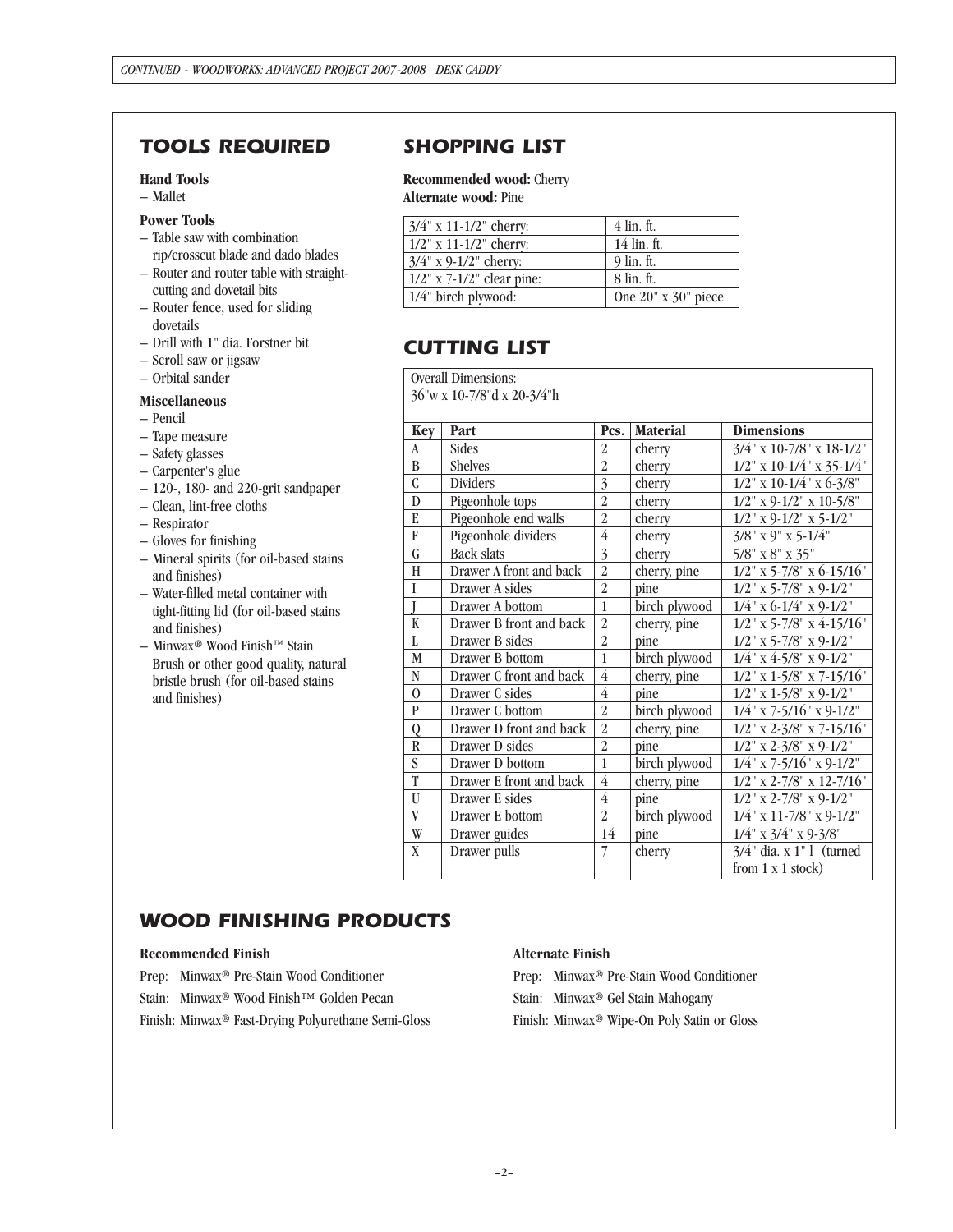## TOOLS REQUIRED

**Hand Tools**

– Mallet

**Power Tools**

– Table saw with combination rip/crosscut blade and dado blades
– Router and router table with straight-cutting and dovetail bits
– Router fence, used for sliding dovetails
– Drill with 1" dia. Forstner bit
– Scroll saw or jigsaw
– Orbital sander

**Miscellaneous**

– Pencil
– Tape measure
– Safety glasses
– Carpenter's glue
– 120-, 180- and 220-grit sandpaper
– Clean, lint-free cloths
– Respirator
– Gloves for finishing
– Mineral spirits (for oil-based stains and finishes)
– Water-filled metal container with tight-fitting lid (for oil-based stains and finishes)
– Minwax® Wood Finish™ Stain Brush or other good quality, natural bristle brush (for oil-based stains and finishes)

## SHOPPING LIST

**Recommended wood:** Cherry
**Alternate wood:** Pine

| | |
|---|---|
| 3/4" x 11-1/2" cherry: | 4 lin. ft. |
| 1/2" x 11-1/2" cherry: | 14 lin. ft. |
| 3/4" x 9-1/2" cherry: | 9 lin. ft. |
| 1/2" x 7-1/2" clear pine: | 8 lin. ft. |
| 1/4" birch plywood: | One 20" x 30" piece |

## CUTTING LIST

Overall Dimensions:
36"w x 10-7/8"d x 20-3/4"h

| Key | Part | Pcs. | Material | Dimensions |
|---|---|---|---|---|
| A | Sides | 2 | cherry | 3/4" x 10-7/8" x 18-1/2" |
| B | Shelves | 2 | cherry | 1/2" x 10-1/4" x 35-1/4" |
| C | Dividers | 3 | cherry | 1/2" x 10-1/4" x 6-3/8" |
| D | Pigeonhole tops | 2 | cherry | 1/2" x 9-1/2" x 10-5/8" |
| E | Pigeonhole end walls | 2 | cherry | 1/2" x 9-1/2" x 5-1/2" |
| F | Pigeonhole dividers | 4 | cherry | 3/8" x 9" x 5-1/4" |
| G | Back slats | 3 | cherry | 5/8" x 8" x 35" |
| H | Drawer A front and back | 2 | cherry, pine | 1/2" x 5-7/8" x 6-15/16" |
| I | Drawer A sides | 2 | pine | 1/2" x 5-7/8" x 9-1/2" |
| J | Drawer A bottom | 1 | birch plywood | 1/4" x 6-1/4" x 9-1/2" |
| K | Drawer B front and back | 2 | cherry, pine | 1/2" x 5-7/8" x 4-15/16" |
| L | Drawer B sides | 2 | pine | 1/2" x 5-7/8" x 9-1/2" |
| M | Drawer B bottom | 1 | birch plywood | 1/4" x 4-5/8" x 9-1/2" |
| N | Drawer C front and back | 4 | cherry, pine | 1/2" x 1-5/8" x 7-15/16" |
| O | Drawer C sides | 4 | pine | 1/2" x 1-5/8" x 9-1/2" |
| P | Drawer C bottom | 2 | birch plywood | 1/4" x 7-5/16" x 9-1/2" |
| Q | Drawer D front and back | 2 | cherry, pine | 1/2" x 2-3/8" x 7-15/16" |
| R | Drawer D sides | 2 | pine | 1/2" x 2-3/8" x 9-1/2" |
| S | Drawer D bottom | 1 | birch plywood | 1/4" x 7-5/16" x 9-1/2" |
| T | Drawer E front and back | 4 | cherry, pine | 1/2" x 2-7/8" x 12-7/16" |
| U | Drawer E sides | 4 | pine | 1/2" x 2-7/8" x 9-1/2" |
| V | Drawer E bottom | 2 | birch plywood | 1/4" x 11-7/8" x 9-1/2" |
| W | Drawer guides | 14 | pine | 1/4" x 3/4" x 9-3/8" |
| X | Drawer pulls | 7 | cherry | 3/4" dia. x 1" l (turned from 1 x 1 stock) |

## WOOD FINISHING PRODUCTS

**Recommended Finish**

Prep: Minwax® Pre-Stain Wood Conditioner
Stain: Minwax® Wood Finish™ Golden Pecan
Finish: Minwax® Fast-Drying Polyurethane Semi-Gloss

**Alternate Finish**

Prep: Minwax® Pre-Stain Wood Conditioner
Stain: Minwax® Gel Stain Mahogany
Finish: Minwax® Wipe-On Poly Satin or Gloss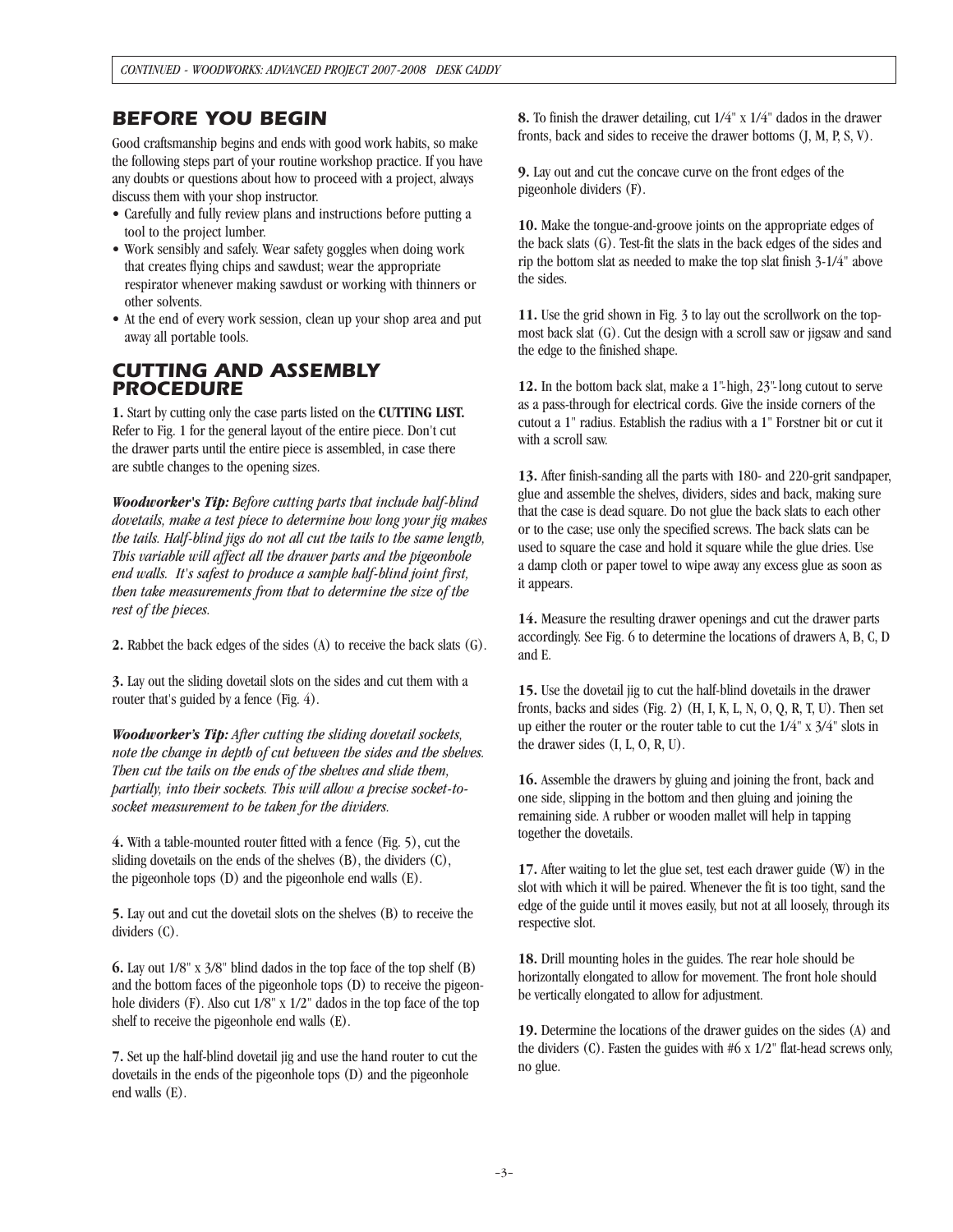## BEFORE YOU BEGIN

Good craftsmanship begins and ends with good work habits, so make the following steps part of your routine workshop practice. If you have any doubts or questions about how to proceed with a project, always discuss them with your shop instructor.

- Carefully and fully review plans and instructions before putting a tool to the project lumber.
- Work sensibly and safely. Wear safety goggles when doing work that creates flying chips and sawdust; wear the appropriate respirator whenever making sawdust or working with thinners or other solvents.
- At the end of every work session, clean up your shop area and put away all portable tools.

## CUTTING AND ASSEMBLY PROCEDURE

**1.** Start by cutting only the case parts listed on the **CUTTING LIST.** Refer to Fig. 1 for the general layout of the entire piece. Don't cut the drawer parts until the entire piece is assembled, in case there are subtle changes to the opening sizes.

***Woodworker's Tip:*** *Before cutting parts that include half-blind dovetails, make a test piece to determine how long your jig makes the tails. Half-blind jigs do not all cut the tails to the same length, This variable will affect all the drawer parts and the pigeonhole end walls. It's safest to produce a sample half-blind joint first, then take measurements from that to determine the size of the rest of the pieces.*

**2.** Rabbet the back edges of the sides (A) to receive the back slats (G).

**3.** Lay out the sliding dovetail slots on the sides and cut them with a router that's guided by a fence (Fig. 4).

***Woodworker's Tip:*** *After cutting the sliding dovetail sockets, note the change in depth of cut between the sides and the shelves. Then cut the tails on the ends of the shelves and slide them, partially, into their sockets. This will allow a precise socket-to-socket measurement to be taken for the dividers.*

**4.** With a table-mounted router fitted with a fence (Fig. 5), cut the sliding dovetails on the ends of the shelves (B), the dividers (C), the pigeonhole tops (D) and the pigeonhole end walls (E).

**5.** Lay out and cut the dovetail slots on the shelves (B) to receive the dividers (C).

**6.** Lay out 1/8" x 3/8" blind dados in the top face of the top shelf (B) and the bottom faces of the pigeonhole tops (D) to receive the pigeonhole dividers (F). Also cut 1/8" x 1/2" dados in the top face of the top shelf to receive the pigeonhole end walls (E).

**7.** Set up the half-blind dovetail jig and use the hand router to cut the dovetails in the ends of the pigeonhole tops (D) and the pigeonhole end walls (E).

**8.** To finish the drawer detailing, cut 1/4" x 1/4" dados in the drawer fronts, back and sides to receive the drawer bottoms (J, M, P, S, V).

**9.** Lay out and cut the concave curve on the front edges of the pigeonhole dividers (F).

**10.** Make the tongue-and-groove joints on the appropriate edges of the back slats (G). Test-fit the slats in the back edges of the sides and rip the bottom slat as needed to make the top slat finish 3-1/4" above the sides.

**11.** Use the grid shown in Fig. 3 to lay out the scrollwork on the top-most back slat (G). Cut the design with a scroll saw or jigsaw and sand the edge to the finished shape.

**12.** In the bottom back slat, make a 1"-high, 23"-long cutout to serve as a pass-through for electrical cords. Give the inside corners of the cutout a 1" radius. Establish the radius with a 1" Forstner bit or cut it with a scroll saw.

**13.** After finish-sanding all the parts with 180- and 220-grit sandpaper, glue and assemble the shelves, dividers, sides and back, making sure that the case is dead square. Do not glue the back slats to each other or to the case; use only the specified screws. The back slats can be used to square the case and hold it square while the glue dries. Use a damp cloth or paper towel to wipe away any excess glue as soon as it appears.

**14.** Measure the resulting drawer openings and cut the drawer parts accordingly. See Fig. 6 to determine the locations of drawers A, B, C, D and E.

**15.** Use the dovetail jig to cut the half-blind dovetails in the drawer fronts, backs and sides (Fig. 2) (H, I, K, L, N, O, Q, R, T, U). Then set up either the router or the router table to cut the 1/4" x 3/4" slots in the drawer sides (I, L, O, R, U).

**16.** Assemble the drawers by gluing and joining the front, back and one side, slipping in the bottom and then gluing and joining the remaining side. A rubber or wooden mallet will help in tapping together the dovetails.

**17.** After waiting to let the glue set, test each drawer guide (W) in the slot with which it will be paired. Whenever the fit is too tight, sand the edge of the guide until it moves easily, but not at all loosely, through its respective slot.

**18.** Drill mounting holes in the guides. The rear hole should be horizontally elongated to allow for movement. The front hole should be vertically elongated to allow for adjustment.

**19.** Determine the locations of the drawer guides on the sides (A) and the dividers (C). Fasten the guides with #6 x 1/2" flat-head screws only, no glue.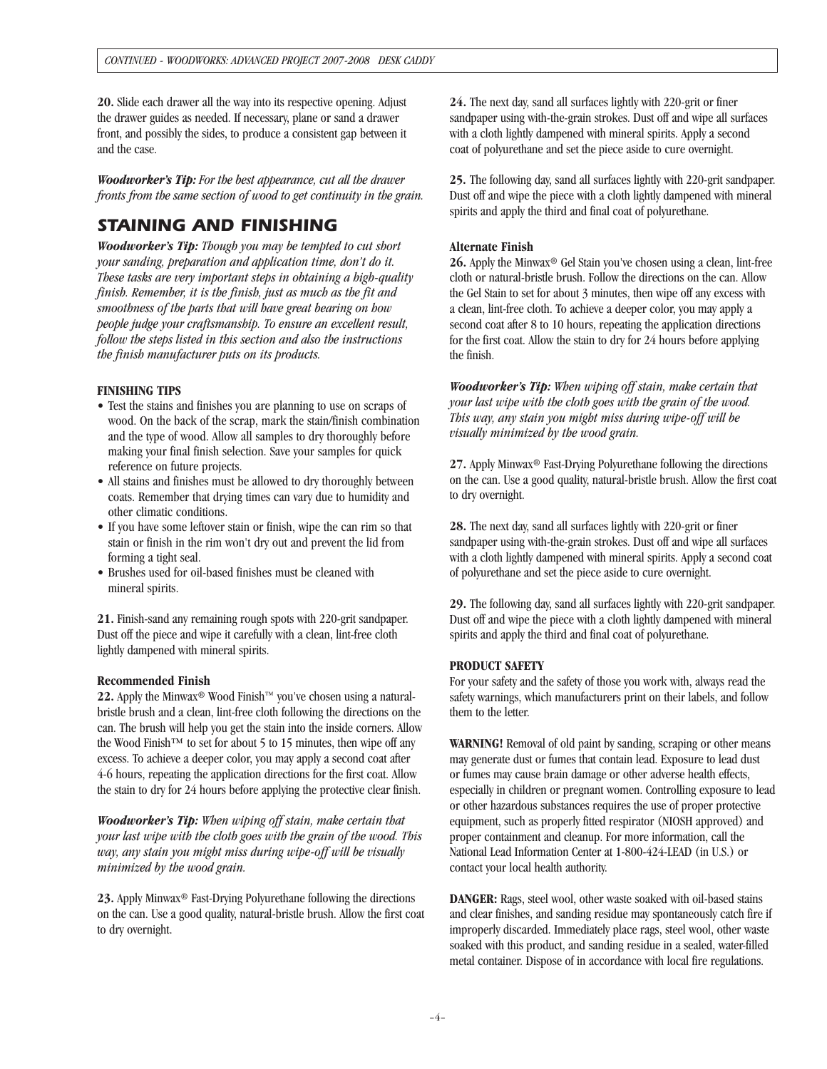**20.** Slide each drawer all the way into its respective opening. Adjust the drawer guides as needed. If necessary, plane or sand a drawer front, and possibly the sides, to produce a consistent gap between it and the case.

***Woodworker's Tip:*** *For the best appearance, cut all the drawer fronts from the same section of wood to get continuity in the grain.*

## STAINING AND FINISHING

***Woodworker's Tip:*** *Though you may be tempted to cut short your sanding, preparation and application time, don't do it. These tasks are very important steps in obtaining a high-quality finish. Remember, it is the finish, just as much as the fit and smoothness of the parts that will have great bearing on how people judge your craftsmanship. To ensure an excellent result, follow the steps listed in this section and also the instructions the finish manufacturer puts on its products.*

### FINISHING TIPS

- Test the stains and finishes you are planning to use on scraps of wood. On the back of the scrap, mark the stain/finish combination and the type of wood. Allow all samples to dry thoroughly before making your final finish selection. Save your samples for quick reference on future projects.
- All stains and finishes must be allowed to dry thoroughly between coats. Remember that drying times can vary due to humidity and other climatic conditions.
- If you have some leftover stain or finish, wipe the can rim so that stain or finish in the rim won't dry out and prevent the lid from forming a tight seal.
- Brushes used for oil-based finishes must be cleaned with mineral spirits.

**21.** Finish-sand any remaining rough spots with 220-grit sandpaper. Dust off the piece and wipe it carefully with a clean, lint-free cloth lightly dampened with mineral spirits.

### Recommended Finish

**22.** Apply the Minwax® Wood Finish™ you've chosen using a natural-bristle brush and a clean, lint-free cloth following the directions on the can. The brush will help you get the stain into the inside corners. Allow the Wood Finish™ to set for about 5 to 15 minutes, then wipe off any excess. To achieve a deeper color, you may apply a second coat after 4-6 hours, repeating the application directions for the first coat. Allow the stain to dry for 24 hours before applying the protective clear finish.

***Woodworker's Tip:*** *When wiping off stain, make certain that your last wipe with the cloth goes with the grain of the wood. This way, any stain you might miss during wipe-off will be visually minimized by the wood grain.*

**23.** Apply Minwax® Fast-Drying Polyurethane following the directions on the can. Use a good quality, natural-bristle brush. Allow the first coat to dry overnight.

**24.** The next day, sand all surfaces lightly with 220-grit or finer sandpaper using with-the-grain strokes. Dust off and wipe all surfaces with a cloth lightly dampened with mineral spirits. Apply a second coat of polyurethane and set the piece aside to cure overnight.

**25.** The following day, sand all surfaces lightly with 220-grit sandpaper. Dust off and wipe the piece with a cloth lightly dampened with mineral spirits and apply the third and final coat of polyurethane.

### Alternate Finish

**26.** Apply the Minwax® Gel Stain you've chosen using a clean, lint-free cloth or natural-bristle brush. Follow the directions on the can. Allow the Gel Stain to set for about 3 minutes, then wipe off any excess with a clean, lint-free cloth. To achieve a deeper color, you may apply a second coat after 8 to 10 hours, repeating the application directions for the first coat. Allow the stain to dry for 24 hours before applying the finish.

***Woodworker's Tip:*** *When wiping off stain, make certain that your last wipe with the cloth goes with the grain of the wood. This way, any stain you might miss during wipe-off will be visually minimized by the wood grain.*

**27.** Apply Minwax® Fast-Drying Polyurethane following the directions on the can. Use a good quality, natural-bristle brush. Allow the first coat to dry overnight.

**28.** The next day, sand all surfaces lightly with 220-grit or finer sandpaper using with-the-grain strokes. Dust off and wipe all surfaces with a cloth lightly dampened with mineral spirits. Apply a second coat of polyurethane and set the piece aside to cure overnight.

**29.** The following day, sand all surfaces lightly with 220-grit sandpaper. Dust off and wipe the piece with a cloth lightly dampened with mineral spirits and apply the third and final coat of polyurethane.

### PRODUCT SAFETY

For your safety and the safety of those you work with, always read the safety warnings, which manufacturers print on their labels, and follow them to the letter.

**WARNING!** Removal of old paint by sanding, scraping or other means may generate dust or fumes that contain lead. Exposure to lead dust or fumes may cause brain damage or other adverse health effects, especially in children or pregnant women. Controlling exposure to lead or other hazardous substances requires the use of proper protective equipment, such as properly fitted respirator (NIOSH approved) and proper containment and cleanup. For more information, call the National Lead Information Center at 1-800-424-LEAD (in U.S.) or contact your local health authority.

**DANGER:** Rags, steel wool, other waste soaked with oil-based stains and clear finishes, and sanding residue may spontaneously catch fire if improperly discarded. Immediately place rags, steel wool, other waste soaked with this product, and sanding residue in a sealed, water-filled metal container. Dispose of in accordance with local fire regulations.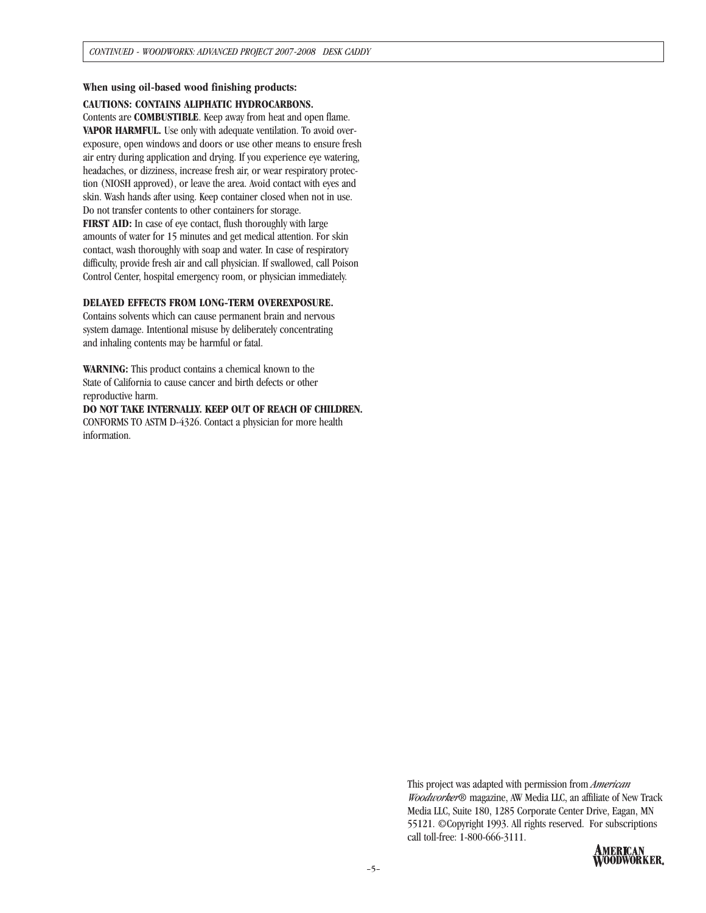**When using oil-based wood finishing products:**

**CAUTIONS: CONTAINS ALIPHATIC HYDROCARBONS.**
Contents are **COMBUSTIBLE**. Keep away from heat and open flame. **VAPOR HARMFUL.** Use only with adequate ventilation. To avoid over-exposure, open windows and doors or use other means to ensure fresh air entry during application and drying. If you experience eye watering, headaches, or dizziness, increase fresh air, or wear respiratory protection (NIOSH approved), or leave the area. Avoid contact with eyes and skin. Wash hands after using. Keep container closed when not in use. Do not transfer contents to other containers for storage.
**FIRST AID:** In case of eye contact, flush thoroughly with large amounts of water for 15 minutes and get medical attention. For skin contact, wash thoroughly with soap and water. In case of respiratory difficulty, provide fresh air and call physician. If swallowed, call Poison Control Center, hospital emergency room, or physician immediately.

**DELAYED EFFECTS FROM LONG-TERM OVEREXPOSURE.**
Contains solvents which can cause permanent brain and nervous system damage. Intentional misuse by deliberately concentrating and inhaling contents may be harmful or fatal.

**WARNING:** This product contains a chemical known to the State of California to cause cancer and birth defects or other reproductive harm.
**DO NOT TAKE INTERNALLY. KEEP OUT OF REACH OF CHILDREN.**
CONFORMS TO ASTM D-4326. Contact a physician for more health information.

This project was adapted with permission from *American Woodworker®* magazine, AW Media LLC, an affiliate of New Track Media LLC, Suite 180, 1285 Corporate Center Drive, Eagan, MN 55121. ©Copyright 1993. All rights reserved. For subscriptions call toll-free: 1-800-666-3111.

AMERICAN WOODWORKER.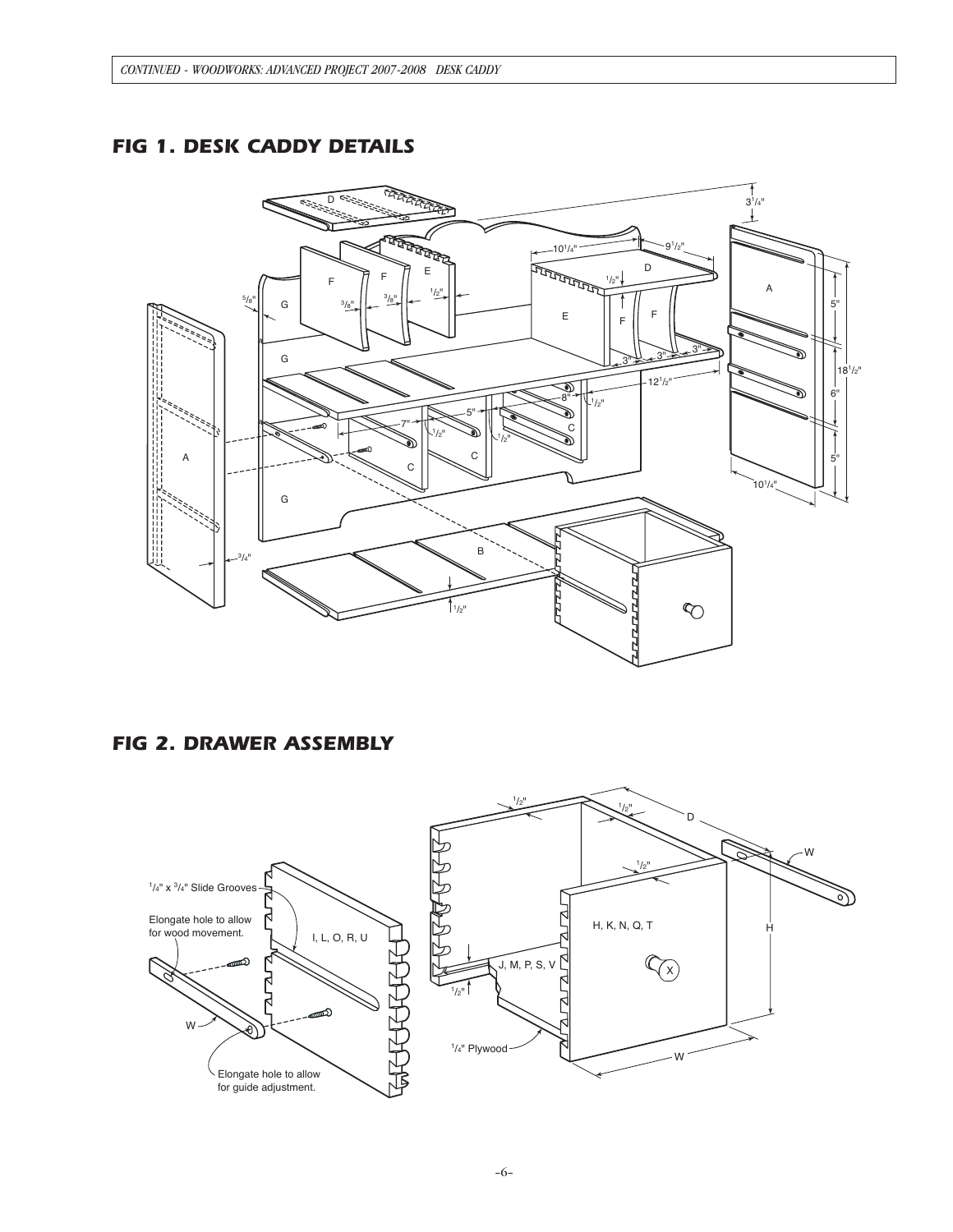## FIG 1. DESK CADDY DETAILS

## FIG 2. DRAWER ASSEMBLY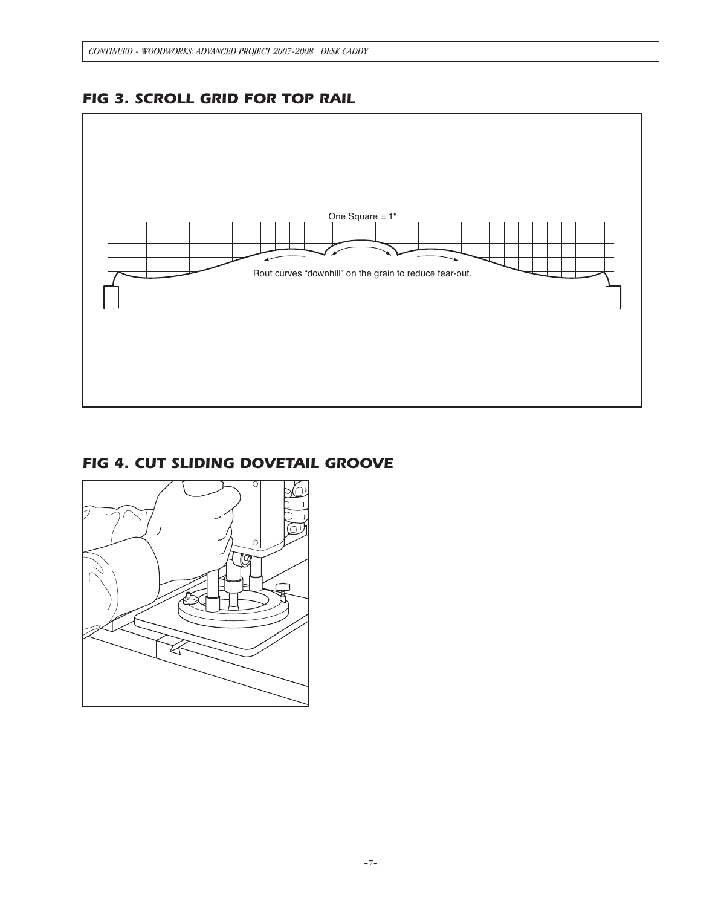## FIG 3. SCROLL GRID FOR TOP RAIL

One Square = 1"

Rout curves "downhill" on the grain to reduce tear-out.

## FIG 4. CUT SLIDING DOVETAIL GROOVE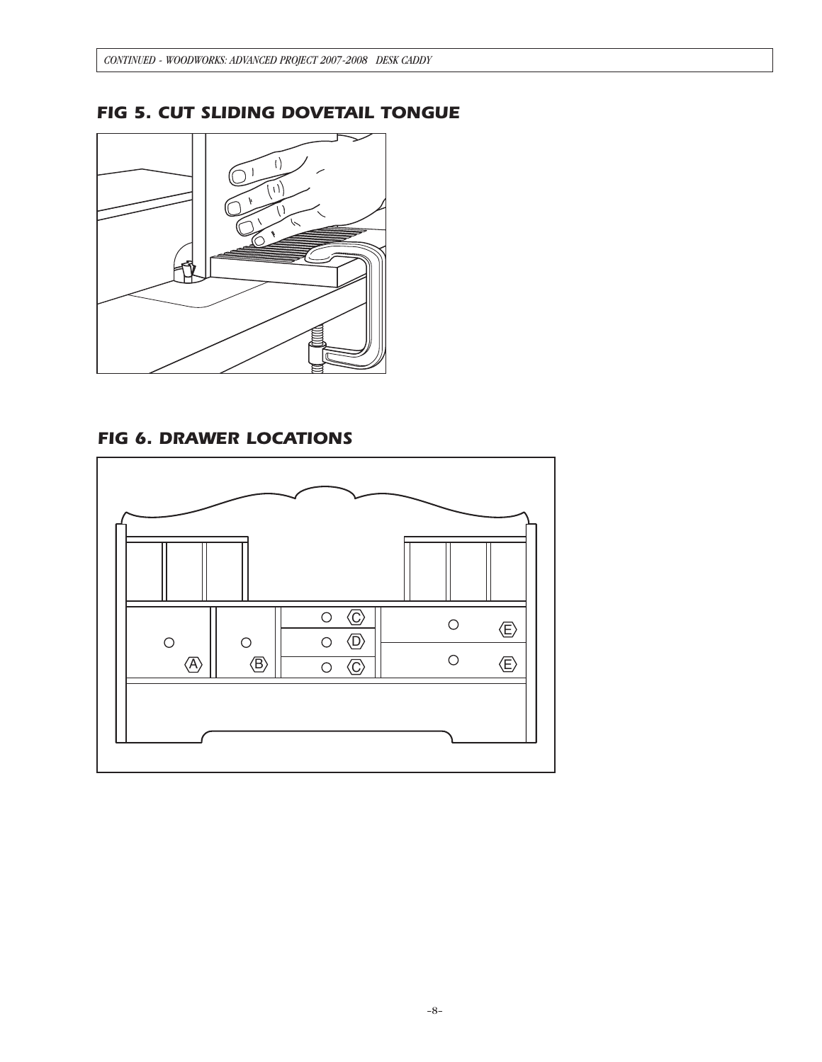## FIG 5. CUT SLIDING DOVETAIL TONGUE

## FIG 6. DRAWER LOCATIONS

A

B

C

D

C

E

E